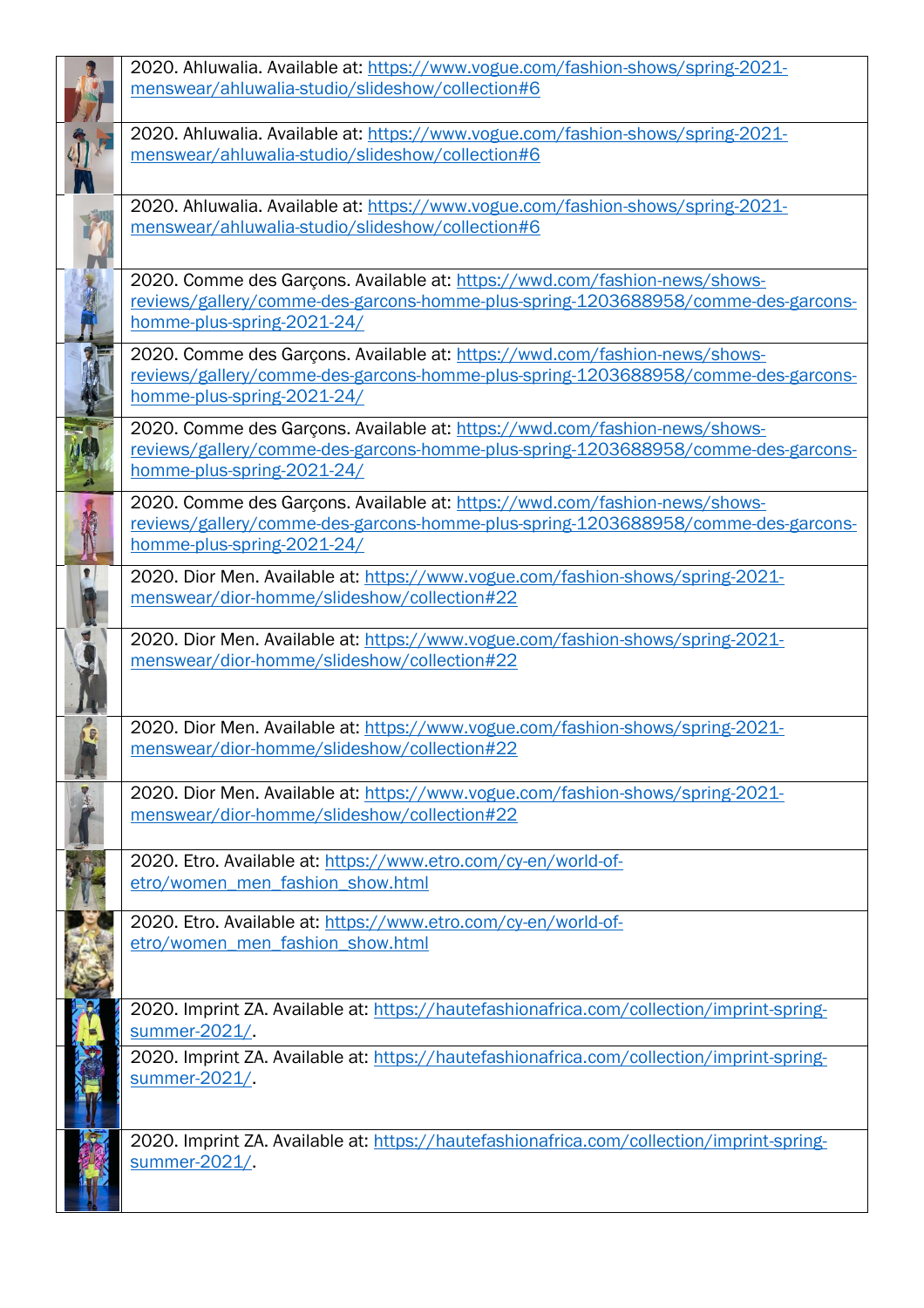|  |  |
|---|---|
|  | 2020. Ahluwalia. Available at: https://www.vogue.com/fashion-shows/spring-2021-menswear/ahluwalia-studio/slideshow/collection#6 |
|  | 2020. Ahluwalia. Available at: https://www.vogue.com/fashion-shows/spring-2021-menswear/ahluwalia-studio/slideshow/collection#6 |
|  | 2020. Ahluwalia. Available at: https://www.vogue.com/fashion-shows/spring-2021-menswear/ahluwalia-studio/slideshow/collection#6 |
|  | 2020. Comme des Garçons. Available at: https://wwd.com/fashion-news/shows-reviews/gallery/comme-des-garcons-homme-plus-spring-1203688958/comme-des-garcons-homme-plus-spring-2021-24/ |
|  | 2020. Comme des Garçons. Available at: https://wwd.com/fashion-news/shows-reviews/gallery/comme-des-garcons-homme-plus-spring-1203688958/comme-des-garcons-homme-plus-spring-2021-24/ |
|  | 2020. Comme des Garçons. Available at: https://wwd.com/fashion-news/shows-reviews/gallery/comme-des-garcons-homme-plus-spring-1203688958/comme-des-garcons-homme-plus-spring-2021-24/ |
|  | 2020. Comme des Garçons. Available at: https://wwd.com/fashion-news/shows-reviews/gallery/comme-des-garcons-homme-plus-spring-1203688958/comme-des-garcons-homme-plus-spring-2021-24/ |
|  | 2020. Dior Men. Available at: https://www.vogue.com/fashion-shows/spring-2021-menswear/dior-homme/slideshow/collection#22 |
|  | 2020. Dior Men. Available at: https://www.vogue.com/fashion-shows/spring-2021-menswear/dior-homme/slideshow/collection#22 |
|  | 2020. Dior Men. Available at: https://www.vogue.com/fashion-shows/spring-2021-menswear/dior-homme/slideshow/collection#22 |
|  | 2020. Dior Men. Available at: https://www.vogue.com/fashion-shows/spring-2021-menswear/dior-homme/slideshow/collection#22 |
|  | 2020. Etro. Available at: https://www.etro.com/cy-en/world-of-etro/women_men_fashion_show.html |
|  | 2020. Etro. Available at: https://www.etro.com/cy-en/world-of-etro/women_men_fashion_show.html |
|  | 2020. Imprint ZA. Available at: https://hautefashionafrica.com/collection/imprint-spring-summer-2021/. |
|  | 2020. Imprint ZA. Available at: https://hautefashionafrica.com/collection/imprint-spring-summer-2021/. |
|  | 2020. Imprint ZA. Available at: https://hautefashionafrica.com/collection/imprint-spring-summer-2021/. |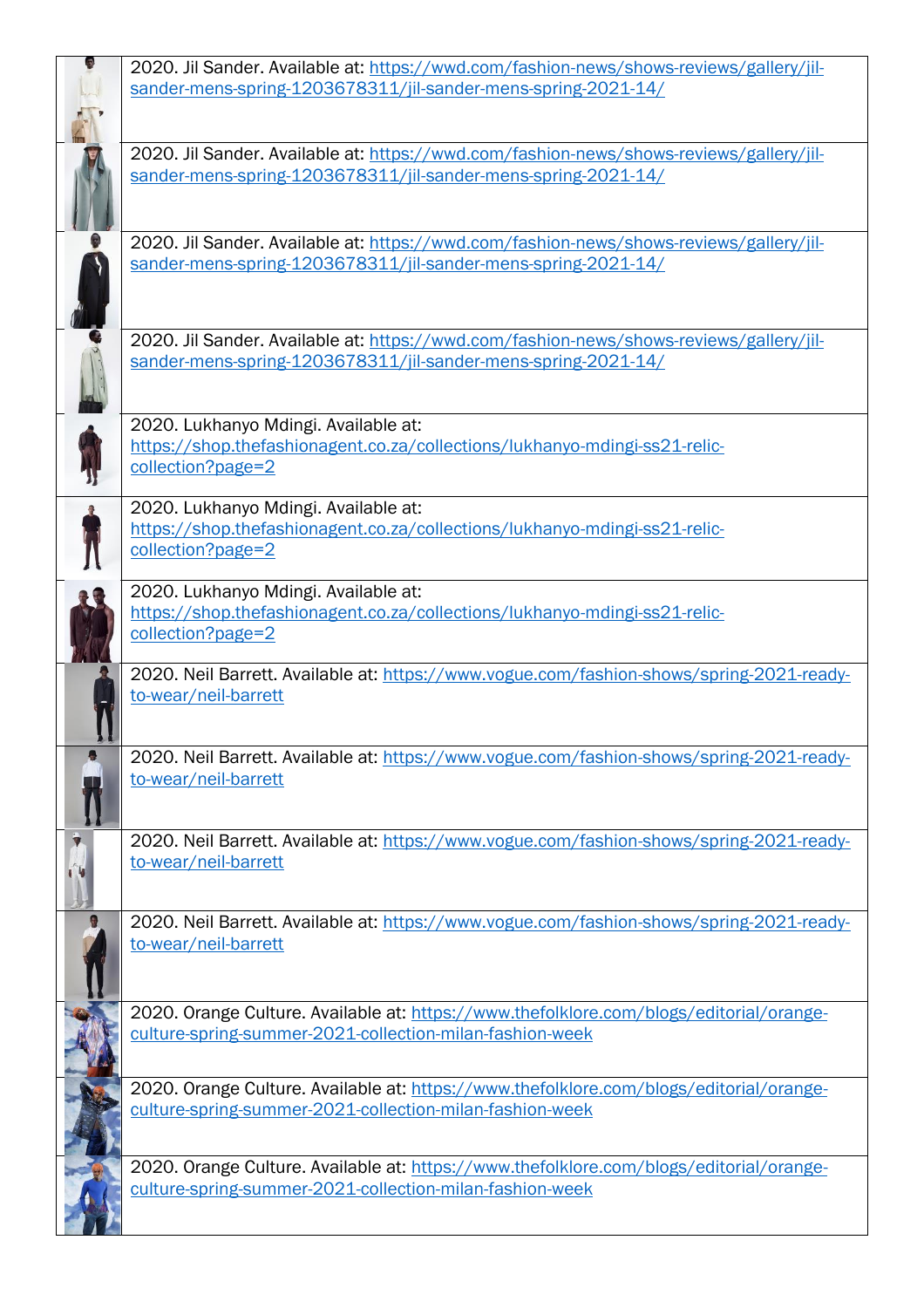| | |
|---|---|
| | 2020. Jil Sander. Available at: https://wwd.com/fashion-news/shows-reviews/gallery/jil-sander-mens-spring-1203678311/jil-sander-mens-spring-2021-14/ |
| | 2020. Jil Sander. Available at: https://wwd.com/fashion-news/shows-reviews/gallery/jil-sander-mens-spring-1203678311/jil-sander-mens-spring-2021-14/ |
| | 2020. Jil Sander. Available at: https://wwd.com/fashion-news/shows-reviews/gallery/jil-sander-mens-spring-1203678311/jil-sander-mens-spring-2021-14/ |
| | 2020. Jil Sander. Available at: https://wwd.com/fashion-news/shows-reviews/gallery/jil-sander-mens-spring-1203678311/jil-sander-mens-spring-2021-14/ |
| | 2020. Lukhanyo Mdingi. Available at: https://shop.thefashionagent.co.za/collections/lukhanyo-mdingi-ss21-relic-collection?page=2 |
| | 2020. Lukhanyo Mdingi. Available at: https://shop.thefashionagent.co.za/collections/lukhanyo-mdingi-ss21-relic-collection?page=2 |
| | 2020. Lukhanyo Mdingi. Available at: https://shop.thefashionagent.co.za/collections/lukhanyo-mdingi-ss21-relic-collection?page=2 |
| | 2020. Neil Barrett. Available at: https://www.vogue.com/fashion-shows/spring-2021-ready-to-wear/neil-barrett |
| | 2020. Neil Barrett. Available at: https://www.vogue.com/fashion-shows/spring-2021-ready-to-wear/neil-barrett |
| | 2020. Neil Barrett. Available at: https://www.vogue.com/fashion-shows/spring-2021-ready-to-wear/neil-barrett |
| | 2020. Neil Barrett. Available at: https://www.vogue.com/fashion-shows/spring-2021-ready-to-wear/neil-barrett |
| | 2020. Orange Culture. Available at: https://www.thefolklore.com/blogs/editorial/orange-culture-spring-summer-2021-collection-milan-fashion-week |
| | 2020. Orange Culture. Available at: https://www.thefolklore.com/blogs/editorial/orange-culture-spring-summer-2021-collection-milan-fashion-week |
| | 2020. Orange Culture. Available at: https://www.thefolklore.com/blogs/editorial/orange-culture-spring-summer-2021-collection-milan-fashion-week |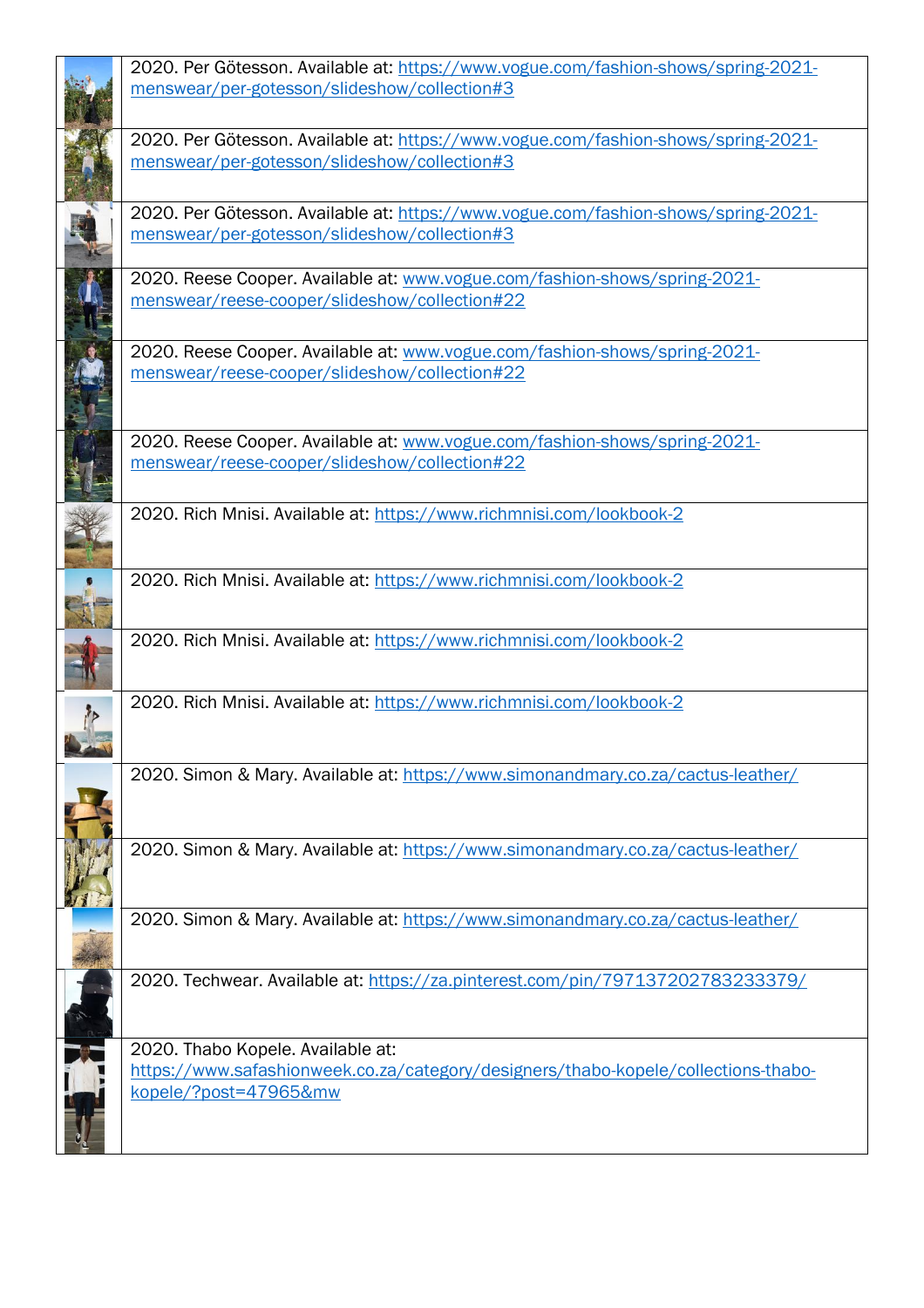| | |
|---|---|
| | 2020. Per Götesson. Available at: https://www.vogue.com/fashion-shows/spring-2021-menswear/per-gotesson/slideshow/collection#3 |
| | 2020. Per Götesson. Available at: https://www.vogue.com/fashion-shows/spring-2021-menswear/per-gotesson/slideshow/collection#3 |
| | 2020. Per Götesson. Available at: https://www.vogue.com/fashion-shows/spring-2021-menswear/per-gotesson/slideshow/collection#3 |
| | 2020. Reese Cooper. Available at: www.vogue.com/fashion-shows/spring-2021-menswear/reese-cooper/slideshow/collection#22 |
| | 2020. Reese Cooper. Available at: www.vogue.com/fashion-shows/spring-2021-menswear/reese-cooper/slideshow/collection#22 |
| | 2020. Reese Cooper. Available at: www.vogue.com/fashion-shows/spring-2021-menswear/reese-cooper/slideshow/collection#22 |
| | 2020. Rich Mnisi. Available at: https://www.richmnisi.com/lookbook-2 |
| | 2020. Rich Mnisi. Available at: https://www.richmnisi.com/lookbook-2 |
| | 2020. Rich Mnisi. Available at: https://www.richmnisi.com/lookbook-2 |
| | 2020. Rich Mnisi. Available at: https://www.richmnisi.com/lookbook-2 |
| | 2020. Simon & Mary. Available at: https://www.simonandmary.co.za/cactus-leather/ |
| | 2020. Simon & Mary. Available at: https://www.simonandmary.co.za/cactus-leather/ |
| | 2020. Simon & Mary. Available at: https://www.simonandmary.co.za/cactus-leather/ |
| | 2020. Techwear. Available at: https://za.pinterest.com/pin/797137202783233379/ |
| | 2020. Thabo Kopele. Available at: https://www.safashionweek.co.za/category/designers/thabo-kopele/collections-thabo-kopele/?post=47965&mw |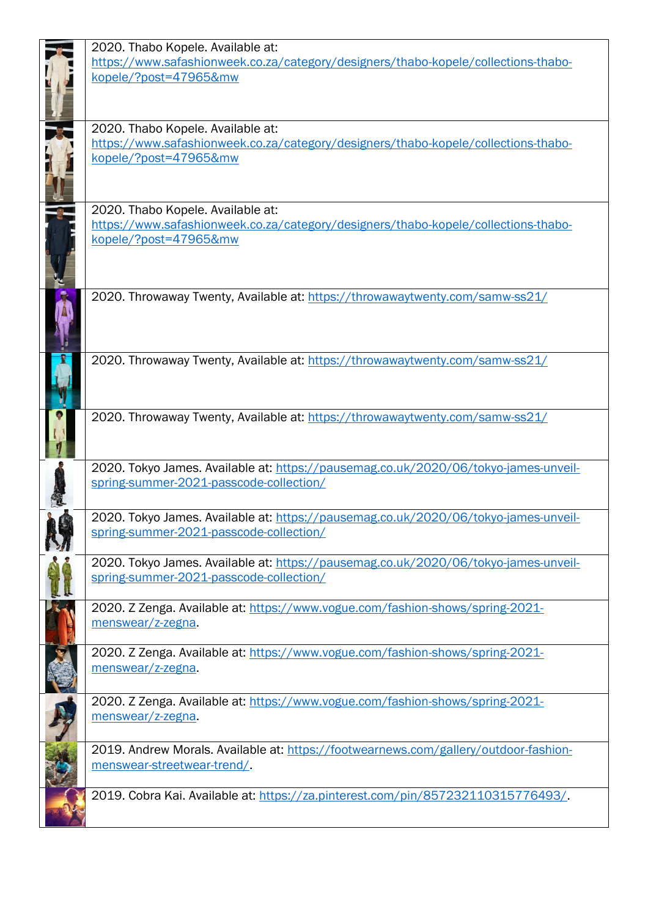| | |
|---|---|
| | 2020. Thabo Kopele. Available at: https://www.safashionweek.co.za/category/designers/thabo-kopele/collections-thabo-kopele/?post=47965&mw |
| | 2020. Thabo Kopele. Available at: https://www.safashionweek.co.za/category/designers/thabo-kopele/collections-thabo-kopele/?post=47965&mw |
| | 2020. Thabo Kopele. Available at: https://www.safashionweek.co.za/category/designers/thabo-kopele/collections-thabo-kopele/?post=47965&mw |
| | 2020. Throwaway Twenty, Available at: https://throwawaytwenty.com/samw-ss21/ |
| | 2020. Throwaway Twenty, Available at: https://throwawaytwenty.com/samw-ss21/ |
| | 2020. Throwaway Twenty, Available at: https://throwawaytwenty.com/samw-ss21/ |
| | 2020. Tokyo James. Available at: https://pausemag.co.uk/2020/06/tokyo-james-unveil-spring-summer-2021-passcode-collection/ |
| | 2020. Tokyo James. Available at: https://pausemag.co.uk/2020/06/tokyo-james-unveil-spring-summer-2021-passcode-collection/ |
| | 2020. Tokyo James. Available at: https://pausemag.co.uk/2020/06/tokyo-james-unveil-spring-summer-2021-passcode-collection/ |
| | 2020. Z Zenga. Available at: https://www.vogue.com/fashion-shows/spring-2021-menswear/z-zegna. |
| | 2020. Z Zenga. Available at: https://www.vogue.com/fashion-shows/spring-2021-menswear/z-zegna. |
| | 2020. Z Zenga. Available at: https://www.vogue.com/fashion-shows/spring-2021-menswear/z-zegna. |
| | 2019. Andrew Morals. Available at: https://footwearnews.com/gallery/outdoor-fashion-menswear-streetwear-trend/. |
| | 2019. Cobra Kai. Available at: https://za.pinterest.com/pin/857232110315776493/. |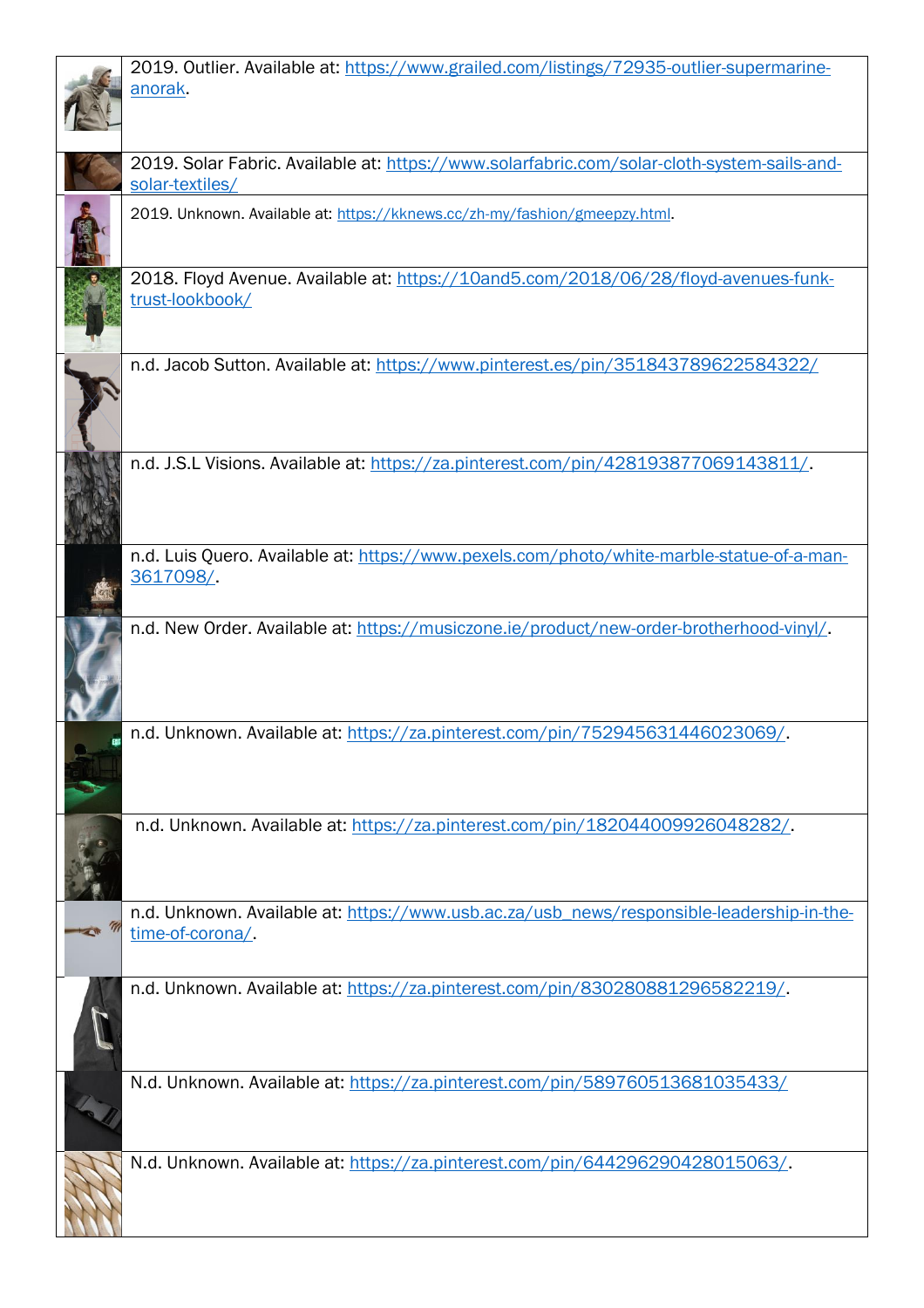| | |
|---|---|
| | 2019. Outlier. Available at: https://www.grailed.com/listings/72935-outlier-supermarine-anorak. |
| | 2019. Solar Fabric. Available at: https://www.solarfabric.com/solar-cloth-system-sails-and-solar-textiles/ |
| | 2019. Unknown. Available at: https://kknews.cc/zh-my/fashion/gmeepzy.html. |
| | 2018. Floyd Avenue. Available at: https://10and5.com/2018/06/28/floyd-avenues-funk-trust-lookbook/ |
| | n.d. Jacob Sutton. Available at: https://www.pinterest.es/pin/351843789622584322/ |
| | n.d. J.S.L Visions. Available at: https://za.pinterest.com/pin/428193877069143811/. |
| | n.d. Luis Quero. Available at: https://www.pexels.com/photo/white-marble-statue-of-a-man-3617098/. |
| | n.d. New Order. Available at: https://musiczone.ie/product/new-order-brotherhood-vinyl/. |
| | n.d. Unknown. Available at: https://za.pinterest.com/pin/752945631446023069/. |
| | n.d. Unknown. Available at: https://za.pinterest.com/pin/182044009926048282/. |
| | n.d. Unknown. Available at: https://www.usb.ac.za/usb_news/responsible-leadership-in-the-time-of-corona/. |
| | n.d. Unknown. Available at: https://za.pinterest.com/pin/830280881296582219/. |
| | N.d. Unknown. Available at: https://za.pinterest.com/pin/589760513681035433/ |
| | N.d. Unknown. Available at: https://za.pinterest.com/pin/644296290428015063/. |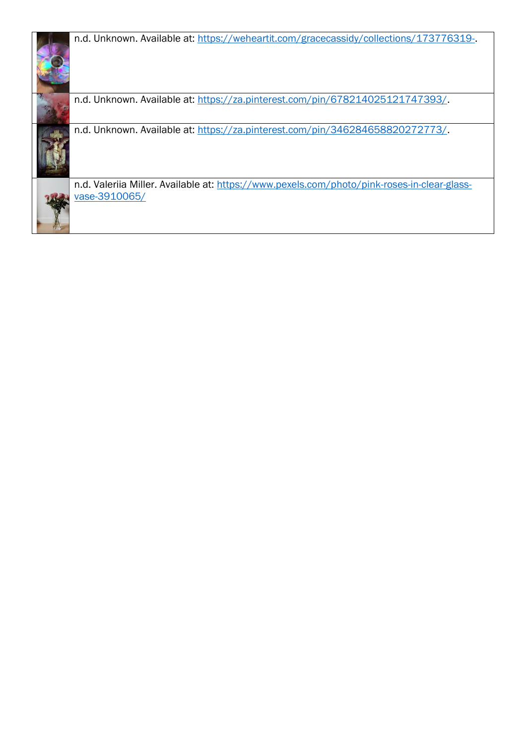| | |
|---|---|
| | n.d. Unknown. Available at: https://weheartit.com/gracecassidy/collections/173776319-. |
| | n.d. Unknown. Available at: https://za.pinterest.com/pin/678214025121747393/. |
| | n.d. Unknown. Available at: https://za.pinterest.com/pin/346284658820272773/. |
| | n.d. Valeriia Miller. Available at: https://www.pexels.com/photo/pink-roses-in-clear-glass-vase-3910065/ |